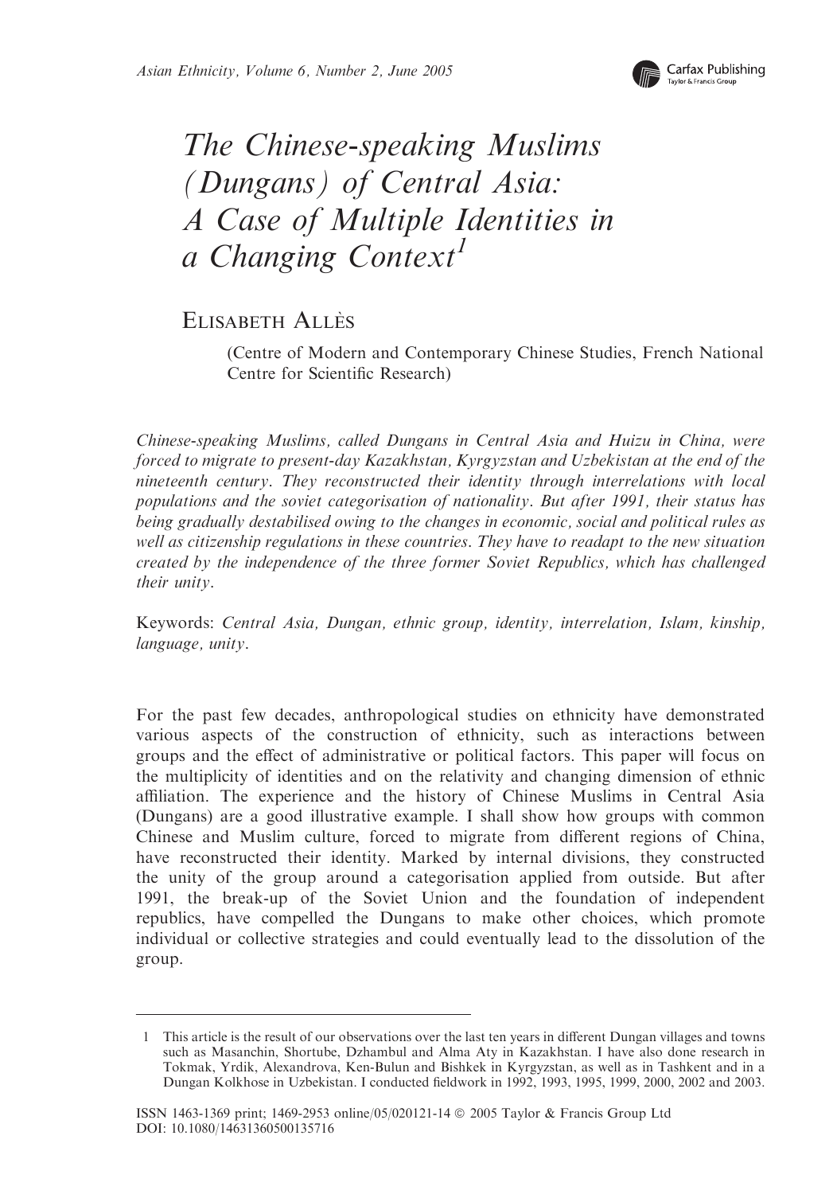# The Chinese-speaking Muslims (Dungans) of Central Asia: A Case of Multiple Identities in a Changing Context[1]

ELISABETH ALLÈS

(Centre of Modern and Contemporary Chinese Studies, French National Centre for Scientific Research)

*Chinese-speaking Muslims, called Dungans in Central Asia and Huizu in China, were forced to migrate to present-day Kazakhstan, Kyrgyzstan and Uzbekistan at the end of the nineteenth century. They reconstructed their identity through interrelations with local populations and the soviet categorisation of nationality. But after 1991, their status has being gradually destabilised owing to the changes in economic, social and political rules as well as citizenship regulations in these countries. They have to readapt to the new situation created by the independence of the three former Soviet Republics, which has challenged their unity.*

Keywords: *Central Asia, Dungan, ethnic group, identity, interrelation, Islam, kinship, language, unity.*

For the past few decades, anthropological studies on ethnicity have demonstrated various aspects of the construction of ethnicity, such as interactions between groups and the effect of administrative or political factors. This paper will focus on the multiplicity of identities and on the relativity and changing dimension of ethnic affiliation. The experience and the history of Chinese Muslims in Central Asia (Dungans) are a good illustrative example. I shall show how groups with common Chinese and Muslim culture, forced to migrate from different regions of China, have reconstructed their identity. Marked by internal divisions, they constructed the unity of the group around a categorisation applied from outside. But after 1991, the break-up of the Soviet Union and the foundation of independent republics, have compelled the Dungans to make other choices, which promote individual or collective strategies and could eventually lead to the dissolution of the group.

---

1 This article is the result of our observations over the last ten years in different Dungan villages and towns such as Masanchin, Shortube, Dzhambul and Alma Aty in Kazakhstan. I have also done research in Tokmak, Yrdik, Alexandrova, Ken-Bulun and Bishkek in Kyrgyzstan, as well as in Tashkent and in a Dungan Kolkhose in Uzbekistan. I conducted fieldwork in 1992, 1993, 1995, 1999, 2000, 2002 and 2003.

ISSN 1463-1369 print; 1469-2953 online/05/020121-14 © 2005 Taylor & Francis Group Ltd
DOI: 10.1080/14631360500135716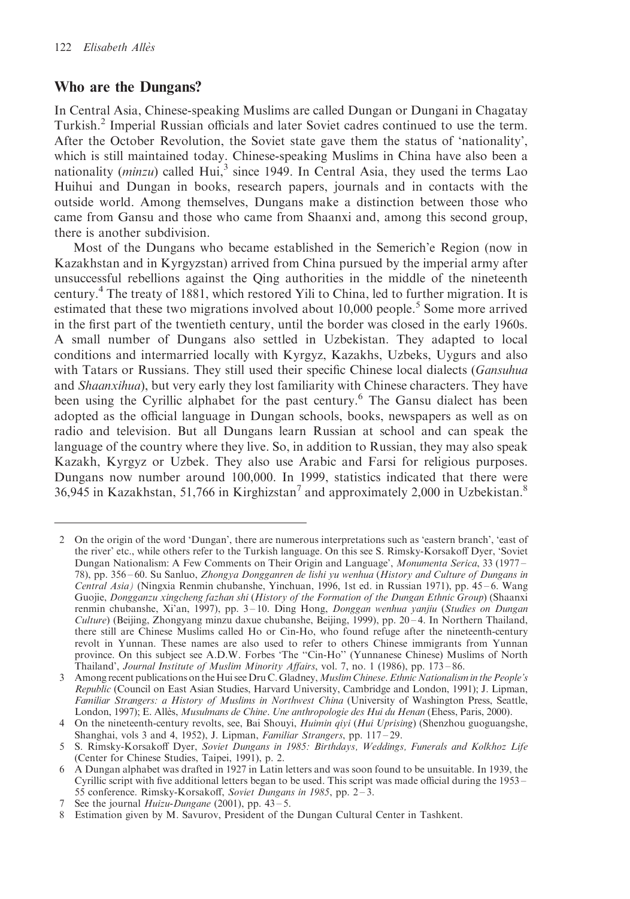## Who are the Dungans?

In Central Asia, Chinese-speaking Muslims are called Dungan or Dungani in Chagatay Turkish.[2] Imperial Russian officials and later Soviet cadres continued to use the term. After the October Revolution, the Soviet state gave them the status of 'nationality', which is still maintained today. Chinese-speaking Muslims in China have also been a nationality (*minzu*) called Hui,[3] since 1949. In Central Asia, they used the terms Lao Huihui and Dungan in books, research papers, journals and in contacts with the outside world. Among themselves, Dungans make a distinction between those who came from Gansu and those who came from Shaanxi and, among this second group, there is another subdivision.

Most of the Dungans who became established in the Semerich'e Region (now in Kazakhstan and in Kyrgyzstan) arrived from China pursued by the imperial army after unsuccessful rebellions against the Qing authorities in the middle of the nineteenth century.[4] The treaty of 1881, which restored Yili to China, led to further migration. It is estimated that these two migrations involved about 10,000 people.[5] Some more arrived in the first part of the twentieth century, until the border was closed in the early 1960s. A small number of Dungans also settled in Uzbekistan. They adapted to local conditions and intermarried locally with Kyrgyz, Kazakhs, Uzbeks, Uygurs and also with Tatars or Russians. They still used their specific Chinese local dialects (*Gansuhua* and *Shaanxihua*), but very early they lost familiarity with Chinese characters. They have been using the Cyrillic alphabet for the past century.[6] The Gansu dialect has been adopted as the official language in Dungan schools, books, newspapers as well as on radio and television. But all Dungans learn Russian at school and can speak the language of the country where they live. So, in addition to Russian, they may also speak Kazakh, Kyrgyz or Uzbek. They also use Arabic and Farsi for religious purposes. Dungans now number around 100,000. In 1999, statistics indicated that there were 36,945 in Kazakhstan, 51,766 in Kirghizstan[7] and approximately 2,000 in Uzbekistan.[8]

---

2 On the origin of the word 'Dungan', there are numerous interpretations such as 'eastern branch', 'east of the river' etc., while others refer to the Turkish language. On this see S. Rimsky-Korsakoff Dyer, 'Soviet Dungan Nationalism: A Few Comments on Their Origin and Language', *Monumenta Serica*, 33 (1977–78), pp. 356–60. Su Sanluo, *Zhongya Dongganren de lishi yu wenhua* (*History and Culture of Dungans in Central Asia)* (Ningxia Renmin chubanshe, Yinchuan, 1996, 1st ed. in Russian 1971), pp. 45–6. Wang Guojie, *Dongganzu xingcheng fazhan shi* (*History of the Formation of the Dungan Ethnic Group*) (Shaanxi renmin chubanshe, Xi'an, 1997), pp. 3–10. Ding Hong, *Donggan wenhua yanjiu* (*Studies on Dungan Culture*) (Beijing, Zhongyang minzu daxue chubanshe, Beijing, 1999), pp. 20–4. In Northern Thailand, there still are Chinese Muslims called Ho or Cin-Ho, who found refuge after the nineteenth-century revolt in Yunnan. These names are also used to refer to others Chinese immigrants from Yunnan province. On this subject see A.D.W. Forbes 'The "Cin-Ho" (Yunnanese Chinese) Muslims of North Thailand', *Journal Institute of Muslim Minority Affairs*, vol. 7, no. 1 (1986), pp. 173–86.

3 Among recent publications on the Hui see Dru C. Gladney, *Muslim Chinese. Ethnic Nationalism in the People's Republic* (Council on East Asian Studies, Harvard University, Cambridge and London, 1991); J. Lipman, *Familiar Strangers: a History of Muslims in Northwest China* (University of Washington Press, Seattle, London, 1997); E. Allès, *Musulmans de Chine. Une anthropologie des Hui du Henan* (Ehess, Paris, 2000).

4 On the nineteenth-century revolts, see, Bai Shouyi, *Huimin qiyi* (*Hui Uprising*) (Shenzhou guoguangshe, Shanghai, vols 3 and 4, 1952), J. Lipman, *Familiar Strangers*, pp. 117–29.

5 S. Rimsky-Korsakoff Dyer, *Soviet Dungans in 1985: Birthdays, Weddings, Funerals and Kolkhoz Life* (Center for Chinese Studies, Taipei, 1991), p. 2.

6 A Dungan alphabet was drafted in 1927 in Latin letters and was soon found to be unsuitable. In 1939, the Cyrillic script with five additional letters began to be used. This script was made official during the 1953–55 conference. Rimsky-Korsakoff, *Soviet Dungans in 1985*, pp. 2–3.

7 See the journal *Huizu-Dungane* (2001), pp. 43–5.

8 Estimation given by M. Savurov, President of the Dungan Cultural Center in Tashkent.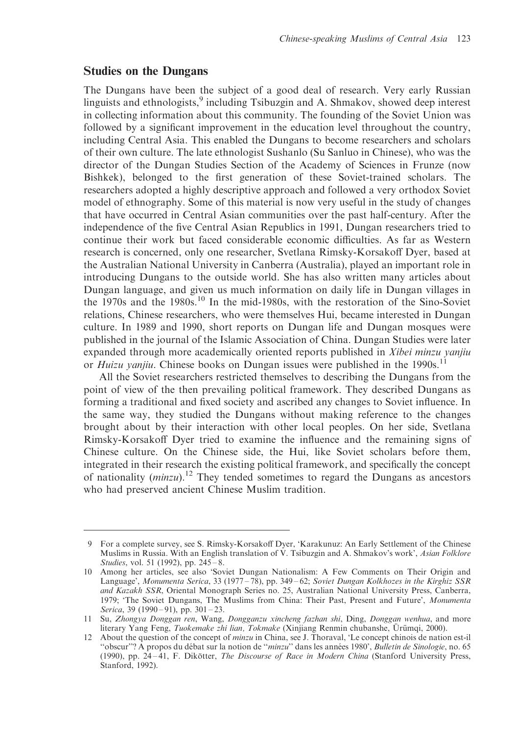## Studies on the Dungans

The Dungans have been the subject of a good deal of research. Very early Russian linguists and ethnologists,[9] including Tsibuzgin and A. Shmakov, showed deep interest in collecting information about this community. The founding of the Soviet Union was followed by a significant improvement in the education level throughout the country, including Central Asia. This enabled the Dungans to become researchers and scholars of their own culture. The late ethnologist Sushanlo (Su Sanluo in Chinese), who was the director of the Dungan Studies Section of the Academy of Sciences in Frunze (now Bishkek), belonged to the first generation of these Soviet-trained scholars. The researchers adopted a highly descriptive approach and followed a very orthodox Soviet model of ethnography. Some of this material is now very useful in the study of changes that have occurred in Central Asian communities over the past half-century. After the independence of the five Central Asian Republics in 1991, Dungan researchers tried to continue their work but faced considerable economic difficulties. As far as Western research is concerned, only one researcher, Svetlana Rimsky-Korsakoff Dyer, based at the Australian National University in Canberra (Australia), played an important role in introducing Dungans to the outside world. She has also written many articles about Dungan language, and given us much information on daily life in Dungan villages in the 1970s and the 1980s.[10] In the mid-1980s, with the restoration of the Sino-Soviet relations, Chinese researchers, who were themselves Hui, became interested in Dungan culture. In 1989 and 1990, short reports on Dungan life and Dungan mosques were published in the journal of the Islamic Association of China. Dungan Studies were later expanded through more academically oriented reports published in *Xibei minzu yanjiu* or *Huizu yanjiu*. Chinese books on Dungan issues were published in the 1990s.[11]

All the Soviet researchers restricted themselves to describing the Dungans from the point of view of the then prevailing political framework. They described Dungans as forming a traditional and fixed society and ascribed any changes to Soviet influence. In the same way, they studied the Dungans without making reference to the changes brought about by their interaction with other local peoples. On her side, Svetlana Rimsky-Korsakoff Dyer tried to examine the influence and the remaining signs of Chinese culture. On the Chinese side, the Hui, like Soviet scholars before them, integrated in their research the existing political framework, and specifically the concept of nationality (*minzu*).[12] They tended sometimes to regard the Dungans as ancestors who had preserved ancient Chinese Muslim tradition.

---

9 For a complete survey, see S. Rimsky-Korsakoff Dyer, 'Karakunuz: An Early Settlement of the Chinese Muslims in Russia. With an English translation of V. Tsibuzgin and A. Shmakov's work', *Asian Folklore Studies*, vol. 51 (1992), pp. 245–8.

10 Among her articles, see also 'Soviet Dungan Nationalism: A Few Comments on Their Origin and Language', *Monumenta Serica*, 33 (1977–78), pp. 349–62; *Soviet Dungan Kolkhozes in the Kirghiz SSR and Kazakh SSR*, Oriental Monograph Series no. 25, Australian National University Press, Canberra, 1979; 'The Soviet Dungans, The Muslims from China: Their Past, Present and Future', *Monumenta Serica*, 39 (1990–91), pp. 301–23.

11 Su, *Zhongya Donggan ren*, Wang, *Dongganzu xincheng fazhan shi*, Ding, *Donggan wenhua*, and more literary Yang Feng, *Tuokemake zhi lian, Tokmake* (Xinjiang Renmin chubanshe, Ürümqi, 2000).

12 About the question of the concept of *minzu* in China, see J. Thoraval, 'Le concept chinois de nation est-il "obscur"? A propos du débat sur la notion de "*minzu*" dans les années 1980', *Bulletin de Sinologie*, no. 65 (1990), pp. 24–41, F. Dikötter, *The Discourse of Race in Modern China* (Stanford University Press, Stanford, 1992).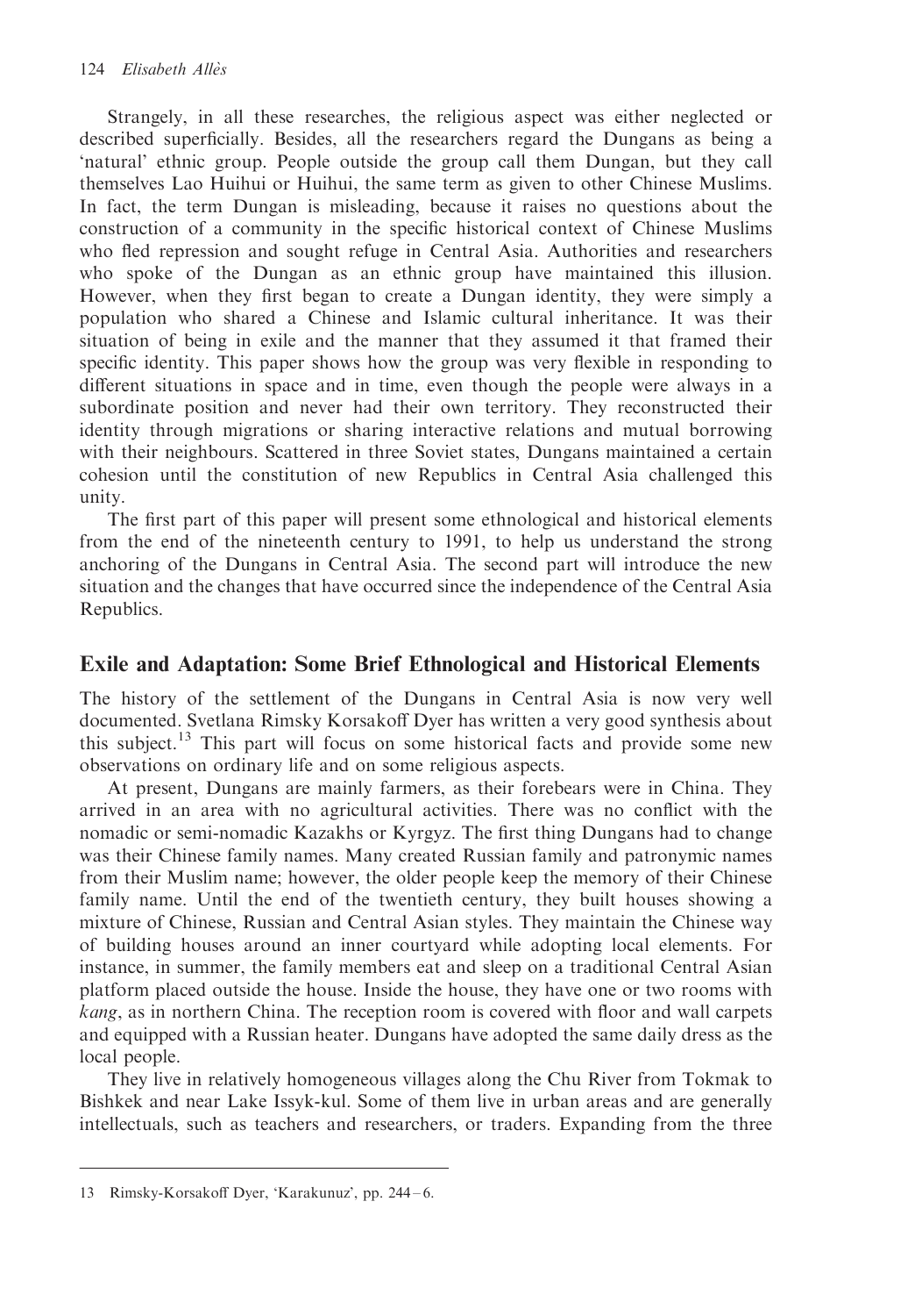Strangely, in all these researches, the religious aspect was either neglected or described superficially. Besides, all the researchers regard the Dungans as being a 'natural' ethnic group. People outside the group call them Dungan, but they call themselves Lao Huihui or Huihui, the same term as given to other Chinese Muslims. In fact, the term Dungan is misleading, because it raises no questions about the construction of a community in the specific historical context of Chinese Muslims who fled repression and sought refuge in Central Asia. Authorities and researchers who spoke of the Dungan as an ethnic group have maintained this illusion. However, when they first began to create a Dungan identity, they were simply a population who shared a Chinese and Islamic cultural inheritance. It was their situation of being in exile and the manner that they assumed it that framed their specific identity. This paper shows how the group was very flexible in responding to different situations in space and in time, even though the people were always in a subordinate position and never had their own territory. They reconstructed their identity through migrations or sharing interactive relations and mutual borrowing with their neighbours. Scattered in three Soviet states, Dungans maintained a certain cohesion until the constitution of new Republics in Central Asia challenged this unity.

The first part of this paper will present some ethnological and historical elements from the end of the nineteenth century to 1991, to help us understand the strong anchoring of the Dungans in Central Asia. The second part will introduce the new situation and the changes that have occurred since the independence of the Central Asia Republics.

## Exile and Adaptation: Some Brief Ethnological and Historical Elements

The history of the settlement of the Dungans in Central Asia is now very well documented. Svetlana Rimsky Korsakoff Dyer has written a very good synthesis about this subject.[13] This part will focus on some historical facts and provide some new observations on ordinary life and on some religious aspects.

At present, Dungans are mainly farmers, as their forebears were in China. They arrived in an area with no agricultural activities. There was no conflict with the nomadic or semi-nomadic Kazakhs or Kyrgyz. The first thing Dungans had to change was their Chinese family names. Many created Russian family and patronymic names from their Muslim name; however, the older people keep the memory of their Chinese family name. Until the end of the twentieth century, they built houses showing a mixture of Chinese, Russian and Central Asian styles. They maintain the Chinese way of building houses around an inner courtyard while adopting local elements. For instance, in summer, the family members eat and sleep on a traditional Central Asian platform placed outside the house. Inside the house, they have one or two rooms with *kang*, as in northern China. The reception room is covered with floor and wall carpets and equipped with a Russian heater. Dungans have adopted the same daily dress as the local people.

They live in relatively homogeneous villages along the Chu River from Tokmak to Bishkek and near Lake Issyk-kul. Some of them live in urban areas and are generally intellectuals, such as teachers and researchers, or traders. Expanding from the three

---

13 Rimsky-Korsakoff Dyer, 'Karakunuz', pp. 244–6.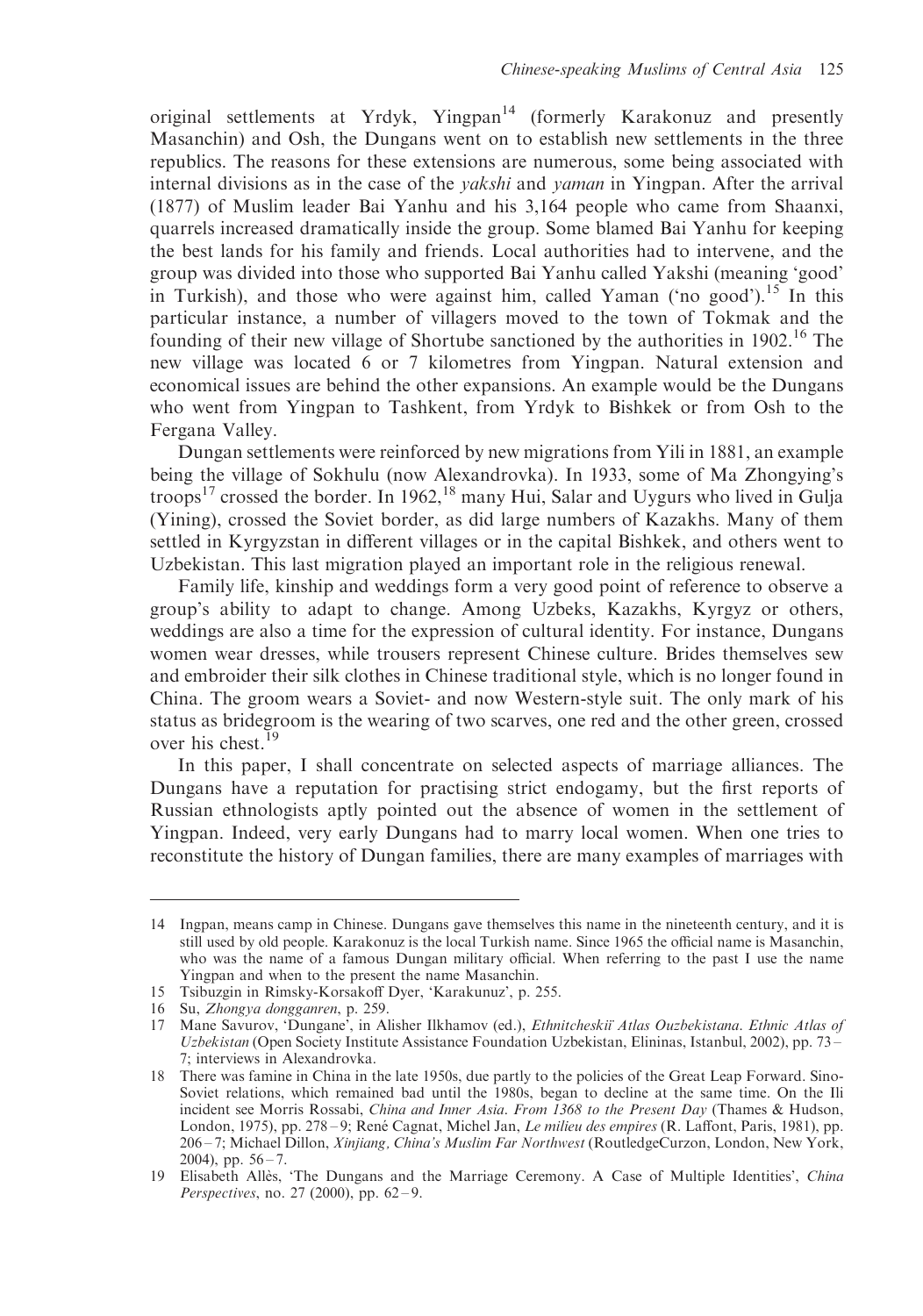original settlements at Yrdyk, Yingpan[14] (formerly Karakonuz and presently Masanchin) and Osh, the Dungans went on to establish new settlements in the three republics. The reasons for these extensions are numerous, some being associated with internal divisions as in the case of the *yakshi* and *yaman* in Yingpan. After the arrival (1877) of Muslim leader Bai Yanhu and his 3,164 people who came from Shaanxi, quarrels increased dramatically inside the group. Some blamed Bai Yanhu for keeping the best lands for his family and friends. Local authorities had to intervene, and the group was divided into those who supported Bai Yanhu called Yakshi (meaning 'good' in Turkish), and those who were against him, called Yaman ('no good').[15] In this particular instance, a number of villagers moved to the town of Tokmak and the founding of their new village of Shortube sanctioned by the authorities in 1902.[16] The new village was located 6 or 7 kilometres from Yingpan. Natural extension and economical issues are behind the other expansions. An example would be the Dungans who went from Yingpan to Tashkent, from Yrdyk to Bishkek or from Osh to the Fergana Valley.

Dungan settlements were reinforced by new migrations from Yili in 1881, an example being the village of Sokhulu (now Alexandrovka). In 1933, some of Ma Zhongying's troops[17] crossed the border. In 1962,[18] many Hui, Salar and Uygurs who lived in Gulja (Yining), crossed the Soviet border, as did large numbers of Kazakhs. Many of them settled in Kyrgyzstan in different villages or in the capital Bishkek, and others went to Uzbekistan. This last migration played an important role in the religious renewal.

Family life, kinship and weddings form a very good point of reference to observe a group's ability to adapt to change. Among Uzbeks, Kazakhs, Kyrgyz or others, weddings are also a time for the expression of cultural identity. For instance, Dungans women wear dresses, while trousers represent Chinese culture. Brides themselves sew and embroider their silk clothes in Chinese traditional style, which is no longer found in China. The groom wears a Soviet- and now Western-style suit. The only mark of his status as bridegroom is the wearing of two scarves, one red and the other green, crossed over his chest.[19]

In this paper, I shall concentrate on selected aspects of marriage alliances. The Dungans have a reputation for practising strict endogamy, but the first reports of Russian ethnologists aptly pointed out the absence of women in the settlement of Yingpan. Indeed, very early Dungans had to marry local women. When one tries to reconstitute the history of Dungan families, there are many examples of marriages with

---

14 Ingpan, means camp in Chinese. Dungans gave themselves this name in the nineteenth century, and it is still used by old people. Karakonuz is the local Turkish name. Since 1965 the official name is Masanchin, who was the name of a famous Dungan military official. When referring to the past I use the name Yingpan and when to the present the name Masanchin.

15 Tsibuzgin in Rimsky-Korsakoff Dyer, 'Karakunuz', p. 255.

16 Su, *Zhongya dongganren*, p. 259.

17 Mane Savurov, 'Dungane', in Alisher Ilkhamov (ed.), *Ethnitcheskiï Atlas Ouzbekistana. Ethnic Atlas of Uzbekistan* (Open Society Institute Assistance Foundation Uzbekistan, Elininas, Istanbul, 2002), pp. 73–7; interviews in Alexandrovka.

18 There was famine in China in the late 1950s, due partly to the policies of the Great Leap Forward. Sino-Soviet relations, which remained bad until the 1980s, began to decline at the same time. On the Ili incident see Morris Rossabi, *China and Inner Asia. From 1368 to the Present Day* (Thames & Hudson, London, 1975), pp. 278–9; René Cagnat, Michel Jan, *Le milieu des empires* (R. Laffont, Paris, 1981), pp. 206–7; Michael Dillon, *Xinjiang, China's Muslim Far Northwest* (RoutledgeCurzon, London, New York, 2004), pp. 56–7.

19 Elisabeth Allès, 'The Dungans and the Marriage Ceremony. A Case of Multiple Identities', *China Perspectives*, no. 27 (2000), pp. 62–9.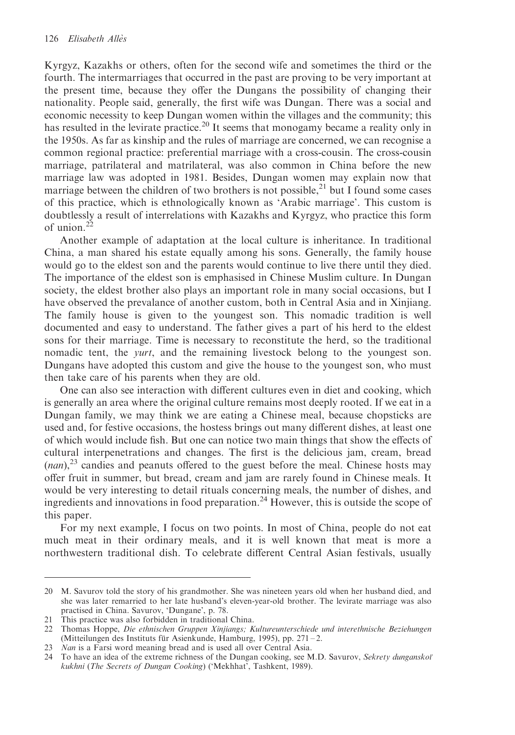Kyrgyz, Kazakhs or others, often for the second wife and sometimes the third or the fourth. The intermarriages that occurred in the past are proving to be very important at the present time, because they offer the Dungans the possibility of changing their nationality. People said, generally, the first wife was Dungan. There was a social and economic necessity to keep Dungan women within the villages and the community; this has resulted in the levirate practice.[20] It seems that monogamy became a reality only in the 1950s. As far as kinship and the rules of marriage are concerned, we can recognise a common regional practice: preferential marriage with a cross-cousin. The cross-cousin marriage, patrilateral and matrilateral, was also common in China before the new marriage law was adopted in 1981. Besides, Dungan women may explain now that marriage between the children of two brothers is not possible,[21] but I found some cases of this practice, which is ethnologically known as 'Arabic marriage'. This custom is doubtlessly a result of interrelations with Kazakhs and Kyrgyz, who practice this form of union.[22]

Another example of adaptation at the local culture is inheritance. In traditional China, a man shared his estate equally among his sons. Generally, the family house would go to the eldest son and the parents would continue to live there until they died. The importance of the eldest son is emphasised in Chinese Muslim culture. In Dungan society, the eldest brother also plays an important role in many social occasions, but I have observed the prevalance of another custom, both in Central Asia and in Xinjiang. The family house is given to the youngest son. This nomadic tradition is well documented and easy to understand. The father gives a part of his herd to the eldest sons for their marriage. Time is necessary to reconstitute the herd, so the traditional nomadic tent, the *yurt*, and the remaining livestock belong to the youngest son. Dungans have adopted this custom and give the house to the youngest son, who must then take care of his parents when they are old.

One can also see interaction with different cultures even in diet and cooking, which is generally an area where the original culture remains most deeply rooted. If we eat in a Dungan family, we may think we are eating a Chinese meal, because chopsticks are used and, for festive occasions, the hostess brings out many different dishes, at least one of which would include fish. But one can notice two main things that show the effects of cultural interpenetrations and changes. The first is the delicious jam, cream, bread (*nan*),[23] candies and peanuts offered to the guest before the meal. Chinese hosts may offer fruit in summer, but bread, cream and jam are rarely found in Chinese meals. It would be very interesting to detail rituals concerning meals, the number of dishes, and ingredients and innovations in food preparation.[24] However, this is outside the scope of this paper.

For my next example, I focus on two points. In most of China, people do not eat much meat in their ordinary meals, and it is well known that meat is more a northwestern traditional dish. To celebrate different Central Asian festivals, usually

---

20 M. Savurov told the story of his grandmother. She was nineteen years old when her husband died, and she was later remarried to her late husband's eleven-year-old brother. The levirate marriage was also practised in China. Savurov, 'Dungane', p. 78.

21 This practice was also forbidden in traditional China.

22 Thomas Hoppe, *Die ethnischen Gruppen Xinjiangs; Kultureunterschiede und interethnische Beziehungen* (Mitteilungen des Instituts für Asienkunde, Hamburg, 1995), pp. 271–2.

23 *Nan* is a Farsi word meaning bread and is used all over Central Asia.

24 To have an idea of the extreme richness of the Dungan cooking, see M.D. Savurov, *Sekrety dunganskoĭ kukhni* (*The Secrets of Dungan Cooking*) ('Mekhhat', Tashkent, 1989).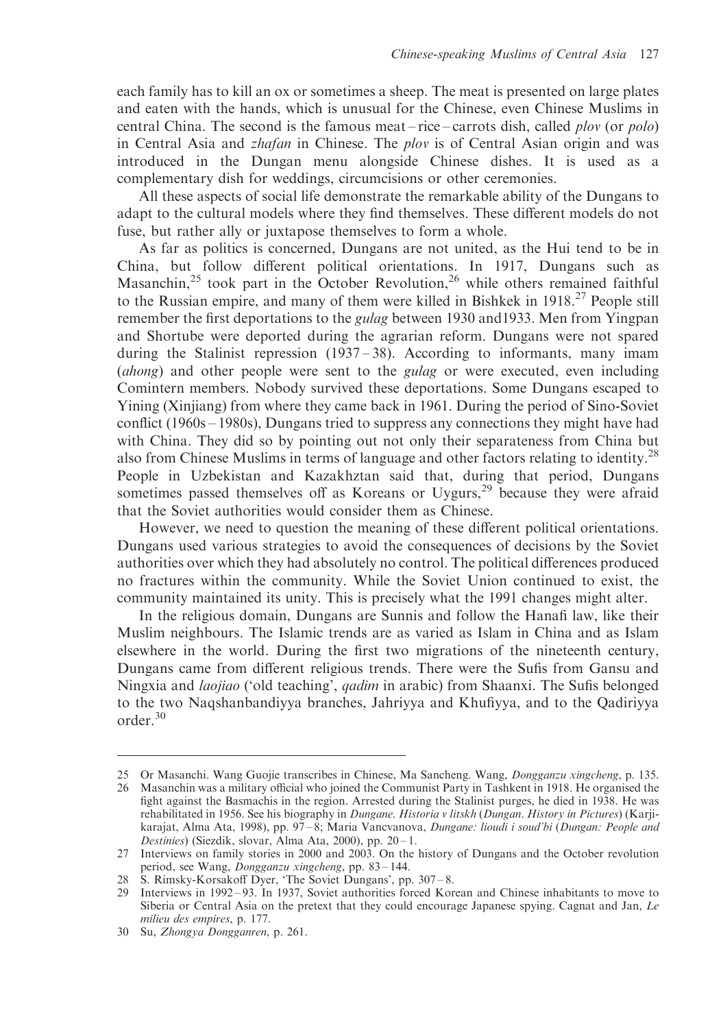each family has to kill an ox or sometimes a sheep. The meat is presented on large plates and eaten with the hands, which is unusual for the Chinese, even Chinese Muslims in central China. The second is the famous meat – rice – carrots dish, called *plov* (or *polo*) in Central Asia and *zhafan* in Chinese. The *plov* is of Central Asian origin and was introduced in the Dungan menu alongside Chinese dishes. It is used as a complementary dish for weddings, circumcisions or other ceremonies.

All these aspects of social life demonstrate the remarkable ability of the Dungans to adapt to the cultural models where they find themselves. These different models do not fuse, but rather ally or juxtapose themselves to form a whole.

As far as politics is concerned, Dungans are not united, as the Hui tend to be in China, but follow different political orientations. In 1917, Dungans such as Masanchin,[25] took part in the October Revolution,[26] while others remained faithful to the Russian empire, and many of them were killed in Bishkek in 1918.[27] People still remember the first deportations to the *gulag* between 1930 and1933. Men from Yingpan and Shortube were deported during the agrarian reform. Dungans were not spared during the Stalinist repression (1937 – 38). According to informants, many imam (*ahong*) and other people were sent to the *gulag* or were executed, even including Comintern members. Nobody survived these deportations. Some Dungans escaped to Yining (Xinjiang) from where they came back in 1961. During the period of Sino-Soviet conflict (1960s – 1980s), Dungans tried to suppress any connections they might have had with China. They did so by pointing out not only their separateness from China but also from Chinese Muslims in terms of language and other factors relating to identity.[28] People in Uzbekistan and Kazakhztan said that, during that period, Dungans sometimes passed themselves off as Koreans or Uygurs,[29] because they were afraid that the Soviet authorities would consider them as Chinese.

However, we need to question the meaning of these different political orientations. Dungans used various strategies to avoid the consequences of decisions by the Soviet authorities over which they had absolutely no control. The political differences produced no fractures within the community. While the Soviet Union continued to exist, the community maintained its unity. This is precisely what the 1991 changes might alter.

In the religious domain, Dungans are Sunnis and follow the Hanafi law, like their Muslim neighbours. The Islamic trends are as varied as Islam in China and as Islam elsewhere in the world. During the first two migrations of the nineteenth century, Dungans came from different religious trends. There were the Sufis from Gansu and Ningxia and *laojiao* ('old teaching', *qadim* in arabic) from Shaanxi. The Sufis belonged to the two Naqshanbandiyya branches, Jahriyya and Khufiyya, and to the Qadiriyya order.[30]

---

25 Or Masanchi. Wang Guojie transcribes in Chinese, Ma Sancheng. Wang, *Dongganzu xingcheng*, p. 135.

26 Masanchin was a military official who joined the Communist Party in Tashkent in 1918. He organised the fight against the Basmachis in the region. Arrested during the Stalinist purges, he died in 1938. He was rehabilitated in 1956. See his biography in *Dungane. Historia v litskh* (*Dungan. History in Pictures*) (Karji-karajat, Alma Ata, 1998), pp. 97 – 8; Maria Vancvanova, *Dungane: lioudi i soud'bi* (*Dungan: People and Destinies*) (Siezdik, slovar, Alma Ata, 2000), pp. 20 – 1.

27 Interviews on family stories in 2000 and 2003. On the history of Dungans and the October revolution period, see Wang, *Dongganzu xingcheng*, pp. 83 – 144.

28 S. Rimsky-Korsakoff Dyer, 'The Soviet Dungans', pp. 307 – 8.

29 Interviews in 1992 – 93. In 1937, Soviet authorities forced Korean and Chinese inhabitants to move to Siberia or Central Asia on the pretext that they could encourage Japanese spying. Cagnat and Jan, *Le milieu des empires*, p. 177.

30 Su, *Zhongya Dongganren*, p. 261.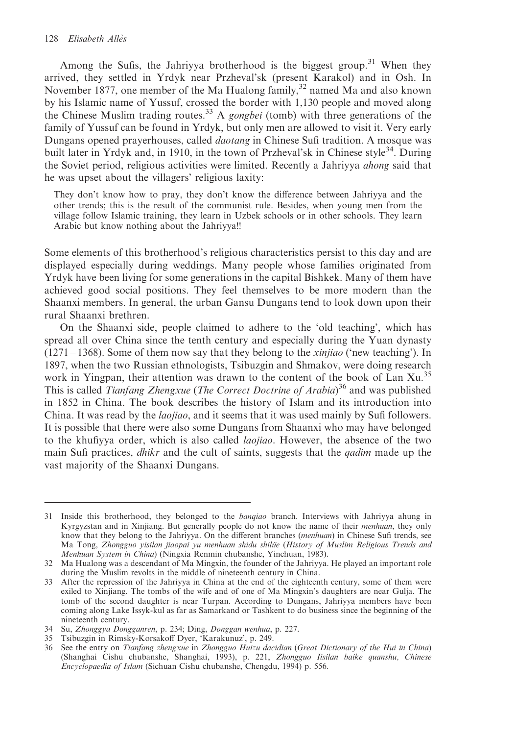Among the Sufis, the Jahriyya brotherhood is the biggest group.[31] When they arrived, they settled in Yrdyk near Przheval'sk (present Karakol) and in Osh. In November 1877, one member of the Ma Hualong family,[32] named Ma and also known by his Islamic name of Yussuf, crossed the border with 1,130 people and moved along the Chinese Muslim trading routes.[33] A *gongbei* (tomb) with three generations of the family of Yussuf can be found in Yrdyk, but only men are allowed to visit it. Very early Dungans opened prayerhouses, called *daotang* in Chinese Sufi tradition. A mosque was built later in Yrdyk and, in 1910, in the town of Przheval'sk in Chinese style[34]. During the Soviet period, religious activities were limited. Recently a Jahriyya *ahong* said that he was upset about the villagers' religious laxity:

> They don't know how to pray, they don't know the difference between Jahriyya and the other trends; this is the result of the communist rule. Besides, when young men from the village follow Islamic training, they learn in Uzbek schools or in other schools. They learn Arabic but know nothing about the Jahriyya!!

Some elements of this brotherhood's religious characteristics persist to this day and are displayed especially during weddings. Many people whose families originated from Yrdyk have been living for some generations in the capital Bishkek. Many of them have achieved good social positions. They feel themselves to be more modern than the Shaanxi members. In general, the urban Gansu Dungans tend to look down upon their rural Shaanxi brethren.

On the Shaanxi side, people claimed to adhere to the 'old teaching', which has spread all over China since the tenth century and especially during the Yuan dynasty (1271 – 1368). Some of them now say that they belong to the *xinjiao* ('new teaching'). In 1897, when the two Russian ethnologists, Tsibuzgin and Shmakov, were doing research work in Yingpan, their attention was drawn to the content of the book of Lan Xu.[35] This is called *Tianfang Zhengxue* (*The Correct Doctrine of Arabia*)[36] and was published in 1852 in China. The book describes the history of Islam and its introduction into China. It was read by the *laojiao*, and it seems that it was used mainly by Sufi followers. It is possible that there were also some Dungans from Shaanxi who may have belonged to the khufiyya order, which is also called *laojiao*. However, the absence of the two main Sufi practices, *dhikr* and the cult of saints, suggests that the *qadim* made up the vast majority of the Shaanxi Dungans.

---

31 Inside this brotherhood, they belonged to the *banqiao* branch. Interviews with Jahriyya ahung in Kyrgyzstan and in Xinjiang. But generally people do not know the name of their *menhuan*, they only know that they belong to the Jahriyya. On the different branches (*menhuan*) in Chinese Sufi trends, see Ma Tong, *Zhongguo yisilan jiaopai yu menhuan shidu shilüe* (*History of Muslim Religious Trends and Menhuan System in China*) (Ningxia Renmin chubanshe, Yinchuan, 1983).

32 Ma Hualong was a descendant of Ma Mingxin, the founder of the Jahriyya. He played an important role during the Muslim revolts in the middle of nineteenth century in China.

33 After the repression of the Jahriyya in China at the end of the eighteenth century, some of them were exiled to Xinjiang. The tombs of the wife and of one of Ma Mingxin's daughters are near Gulja. The tomb of the second daughter is near Turpan. According to Dungans, Jahriyya members have been coming along Lake Issyk-kul as far as Samarkand or Tashkent to do business since the beginning of the nineteenth century.

34 Su, *Zhonggya Dongganren*, p. 234; Ding, *Donggan wenhua*, p. 227.

35 Tsibuzgin in Rimsky-Korsakoff Dyer, 'Karakunuz', p. 249.

36 See the entry on *Tianfang zhengxue* in *Zhongguo Huizu dacidian* (*Great Dictionary of the Hui in China*) (Shanghai Cishu chubanshe, Shanghai, 1993), p. 221, *Zhongguo Iisilan baike quanshu, Chinese Encyclopaedia of Islam* (Sichuan Cishu chubanshe, Chengdu, 1994) p. 556.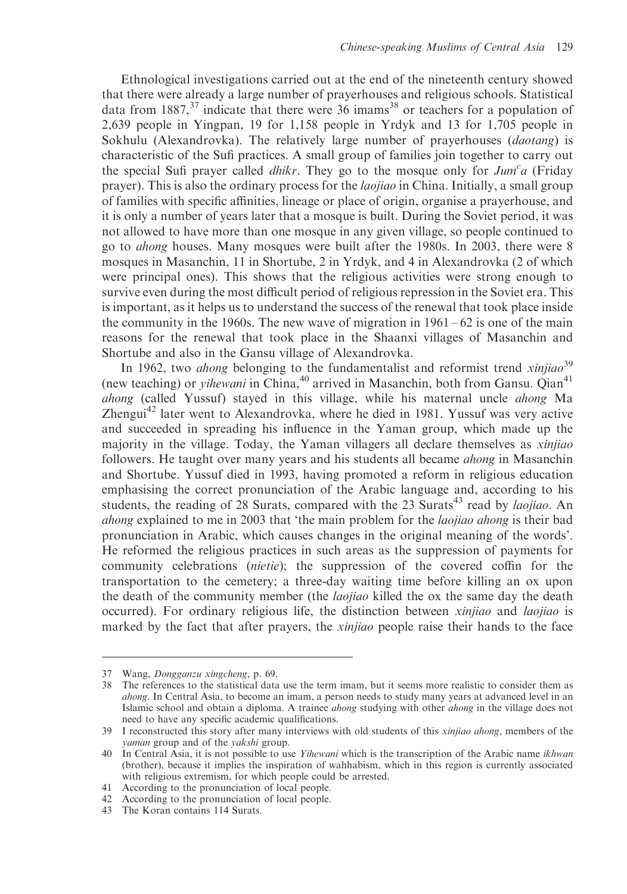Ethnological investigations carried out at the end of the nineteenth century showed that there were already a large number of prayerhouses and religious schools. Statistical data from 1887,[37] indicate that there were 36 imams[38] or teachers for a population of 2,639 people in Yingpan, 19 for 1,158 people in Yrdyk and 13 for 1,705 people in Sokhulu (Alexandrovka). The relatively large number of prayerhouses (*daotang*) is characteristic of the Sufi practices. A small group of families join together to carry out the special Sufi prayer called *dhikr*. They go to the mosque only for *Jumʿa* (Friday prayer). This is also the ordinary process for the *laojiao* in China. Initially, a small group of families with specific affinities, lineage or place of origin, organise a prayerhouse, and it is only a number of years later that a mosque is built. During the Soviet period, it was not allowed to have more than one mosque in any given village, so people continued to go to *ahong* houses. Many mosques were built after the 1980s. In 2003, there were 8 mosques in Masanchin, 11 in Shortube, 2 in Yrdyk, and 4 in Alexandrovka (2 of which were principal ones). This shows that the religious activities were strong enough to survive even during the most difficult period of religious repression in the Soviet era. This is important, as it helps us to understand the success of the renewal that took place inside the community in the 1960s. The new wave of migration in 1961 – 62 is one of the main reasons for the renewal that took place in the Shaanxi villages of Masanchin and Shortube and also in the Gansu village of Alexandrovka.

In 1962, two *ahong* belonging to the fundamentalist and reformist trend *xinjiao*[39] (new teaching) or *yihewani* in China,[40] arrived in Masanchin, both from Gansu. Qian[41] *ahong* (called Yussuf) stayed in this village, while his maternal uncle *ahong* Ma Zhengui[42] later went to Alexandrovka, where he died in 1981. Yussuf was very active and succeeded in spreading his influence in the Yaman group, which made up the majority in the village. Today, the Yaman villagers all declare themselves as *xinjiao* followers. He taught over many years and his students all became *ahong* in Masanchin and Shortube. Yussuf died in 1993, having promoted a reform in religious education emphasising the correct pronunciation of the Arabic language and, according to his students, the reading of 28 Surats, compared with the 23 Surats[43] read by *laojiao*. An *ahong* explained to me in 2003 that 'the main problem for the *laojiao ahong* is their bad pronunciation in Arabic, which causes changes in the original meaning of the words'. He reformed the religious practices in such areas as the suppression of payments for community celebrations (*nietie*); the suppression of the covered coffin for the transportation to the cemetery; a three-day waiting time before killing an ox upon the death of the community member (the *laojiao* killed the ox the same day the death occurred). For ordinary religious life, the distinction between *xinjiao* and *laojiao* is marked by the fact that after prayers, the *xinjiao* people raise their hands to the face

---

37 Wang, *Dongganzu xingcheng*, p. 69.

38 The references to the statistical data use the term imam, but it seems more realistic to consider them as *ahong*. In Central Asia, to become an imam, a person needs to study many years at advanced level in an Islamic school and obtain a diploma. A trainee *ahong* studying with other *ahong* in the village does not need to have any specific academic qualifications.

39 I reconstructed this story after many interviews with old students of this *xinjiao ahong*, members of the *yaman* group and of the *yakshi* group.

40 In Central Asia, it is not possible to use *Yihewani* which is the transcription of the Arabic name *ikhwan* (brother), because it implies the inspiration of wahhabism, which in this region is currently associated with religious extremism, for which people could be arrested.

41 According to the pronunciation of local people.

42 According to the pronunciation of local people.

43 The Koran contains 114 Surats.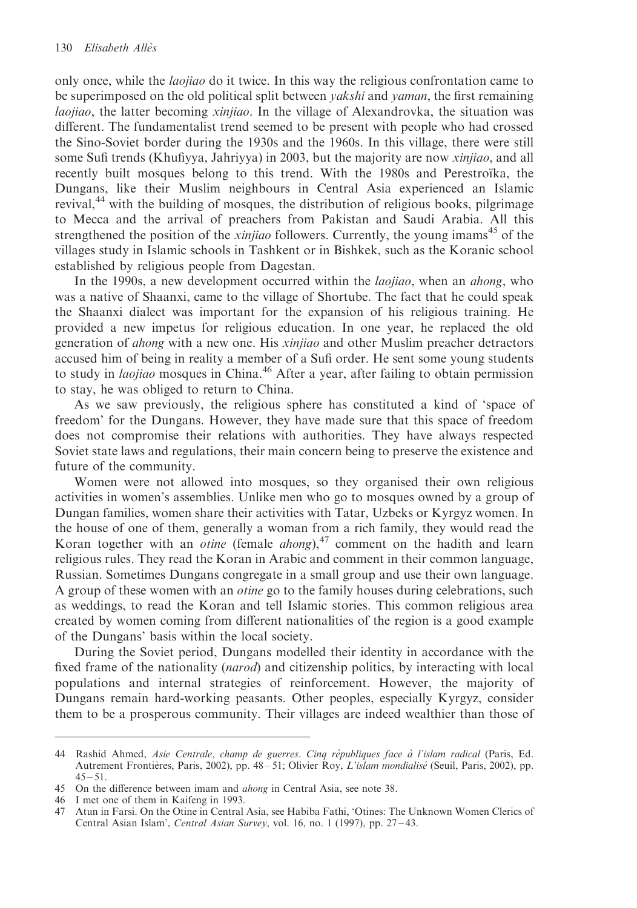only once, while the *laojiao* do it twice. In this way the religious confrontation came to be superimposed on the old political split between *yakshi* and *yaman*, the first remaining *laojiao*, the latter becoming *xinjiao*. In the village of Alexandrovka, the situation was different. The fundamentalist trend seemed to be present with people who had crossed the Sino-Soviet border during the 1930s and the 1960s. In this village, there were still some Sufi trends (Khufiyya, Jahriyya) in 2003, but the majority are now *xinjiao*, and all recently built mosques belong to this trend. With the 1980s and Perestroïka, the Dungans, like their Muslim neighbours in Central Asia experienced an Islamic revival,[44] with the building of mosques, the distribution of religious books, pilgrimage to Mecca and the arrival of preachers from Pakistan and Saudi Arabia. All this strengthened the position of the *xinjiao* followers. Currently, the young imams[45] of the villages study in Islamic schools in Tashkent or in Bishkek, such as the Koranic school established by religious people from Dagestan.

In the 1990s, a new development occurred within the *laojiao*, when an *ahong*, who was a native of Shaanxi, came to the village of Shortube. The fact that he could speak the Shaanxi dialect was important for the expansion of his religious training. He provided a new impetus for religious education. In one year, he replaced the old generation of *ahong* with a new one. His *xinjiao* and other Muslim preacher detractors accused him of being in reality a member of a Sufi order. He sent some young students to study in *laojiao* mosques in China.[46] After a year, after failing to obtain permission to stay, he was obliged to return to China.

As we saw previously, the religious sphere has constituted a kind of 'space of freedom' for the Dungans. However, they have made sure that this space of freedom does not compromise their relations with authorities. They have always respected Soviet state laws and regulations, their main concern being to preserve the existence and future of the community.

Women were not allowed into mosques, so they organised their own religious activities in women's assemblies. Unlike men who go to mosques owned by a group of Dungan families, women share their activities with Tatar, Uzbeks or Kyrgyz women. In the house of one of them, generally a woman from a rich family, they would read the Koran together with an *otine* (female *ahong*),[47] comment on the hadith and learn religious rules. They read the Koran in Arabic and comment in their common language, Russian. Sometimes Dungans congregate in a small group and use their own language. A group of these women with an *otine* go to the family houses during celebrations, such as weddings, to read the Koran and tell Islamic stories. This common religious area created by women coming from different nationalities of the region is a good example of the Dungans' basis within the local society.

During the Soviet period, Dungans modelled their identity in accordance with the fixed frame of the nationality (*narod*) and citizenship politics, by interacting with local populations and internal strategies of reinforcement. However, the majority of Dungans remain hard-working peasants. Other peoples, especially Kyrgyz, consider them to be a prosperous community. Their villages are indeed wealthier than those of

---

44 Rashid Ahmed, *Asie Centrale, champ de guerres. Cinq républiques face à l'islam radical* (Paris, Ed. Autrement Frontières, Paris, 2002), pp. 48–51; Olivier Roy, *L'islam mondialisé* (Seuil, Paris, 2002), pp. 45–51.

45 On the difference between imam and *ahong* in Central Asia, see note 38.

46 I met one of them in Kaifeng in 1993.

47 Atun in Farsi. On the Otine in Central Asia, see Habiba Fathi, 'Otines: The Unknown Women Clerics of Central Asian Islam', *Central Asian Survey*, vol. 16, no. 1 (1997), pp. 27–43.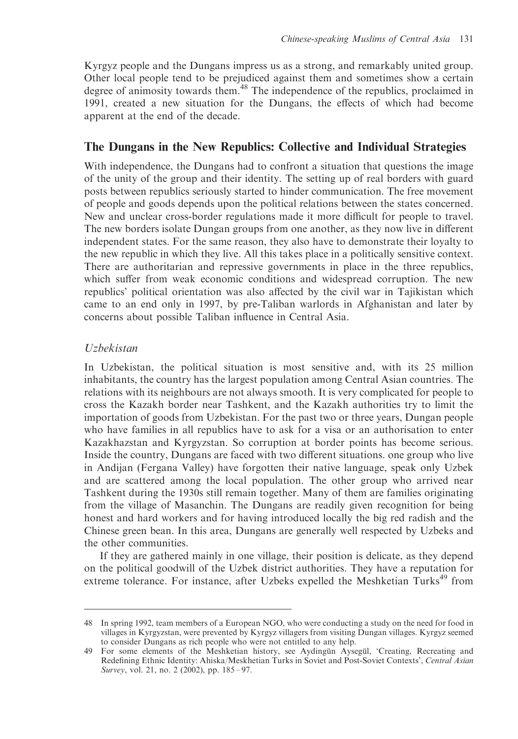Kyrgyz people and the Dungans impress us as a strong, and remarkably united group. Other local people tend to be prejudiced against them and sometimes show a certain degree of animosity towards them.[48] The independence of the republics, proclaimed in 1991, created a new situation for the Dungans, the effects of which had become apparent at the end of the decade.

## The Dungans in the New Republics: Collective and Individual Strategies

With independence, the Dungans had to confront a situation that questions the image of the unity of the group and their identity. The setting up of real borders with guard posts between republics seriously started to hinder communication. The free movement of people and goods depends upon the political relations between the states concerned. New and unclear cross-border regulations made it more difficult for people to travel. The new borders isolate Dungan groups from one another, as they now live in different independent states. For the same reason, they also have to demonstrate their loyalty to the new republic in which they live. All this takes place in a politically sensitive context. There are authoritarian and repressive governments in place in the three republics, which suffer from weak economic conditions and widespread corruption. The new republics' political orientation was also affected by the civil war in Tajikistan which came to an end only in 1997, by pre-Taliban warlords in Afghanistan and later by concerns about possible Taliban influence in Central Asia.

### *Uzbekistan*

In Uzbekistan, the political situation is most sensitive and, with its 25 million inhabitants, the country has the largest population among Central Asian countries. The relations with its neighbours are not always smooth. It is very complicated for people to cross the Kazakh border near Tashkent, and the Kazakh authorities try to limit the importation of goods from Uzbekistan. For the past two or three years, Dungan people who have families in all republics have to ask for a visa or an authorisation to enter Kazakhazstan and Kyrgyzstan. So corruption at border points has become serious. Inside the country, Dungans are faced with two different situations. one group who live in Andijan (Fergana Valley) have forgotten their native language, speak only Uzbek and are scattered among the local population. The other group who arrived near Tashkent during the 1930s still remain together. Many of them are families originating from the village of Masanchin. The Dungans are readily given recognition for being honest and hard workers and for having introduced locally the big red radish and the Chinese green bean. In this area, Dungans are generally well respected by Uzbeks and the other communities.

If they are gathered mainly in one village, their position is delicate, as they depend on the political goodwill of the Uzbek district authorities. They have a reputation for extreme tolerance. For instance, after Uzbeks expelled the Meshketian Turks[49] from

---

48 In spring 1992, team members of a European NGO, who were conducting a study on the need for food in villages in Kyrgyzstan, were prevented by Kyrgyz villagers from visiting Dungan villages. Kyrgyz seemed to consider Dungans as rich people who were not entitled to any help.

49 For some elements of the Meshketian history, see Aydingün Aysegül, 'Creating, Recreating and Redefining Ethnic Identity: Ahiska/Meskhetian Turks in Soviet and Post-Soviet Contexts', *Central Asian Survey*, vol. 21, no. 2 (2002), pp. 185–97.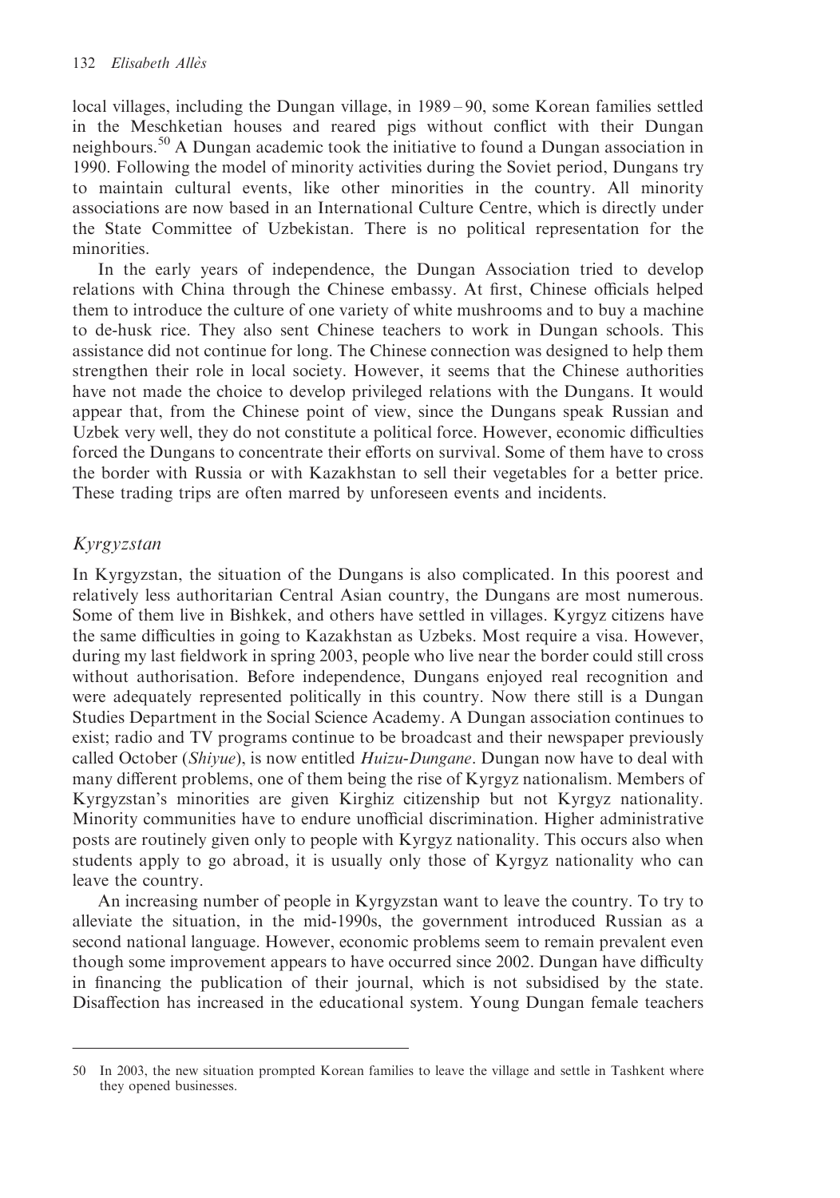local villages, including the Dungan village, in 1989 – 90, some Korean families settled in the Meschketian houses and reared pigs without conflict with their Dungan neighbours.[50] A Dungan academic took the initiative to found a Dungan association in 1990. Following the model of minority activities during the Soviet period, Dungans try to maintain cultural events, like other minorities in the country. All minority associations are now based in an International Culture Centre, which is directly under the State Committee of Uzbekistan. There is no political representation for the minorities.

In the early years of independence, the Dungan Association tried to develop relations with China through the Chinese embassy. At first, Chinese officials helped them to introduce the culture of one variety of white mushrooms and to buy a machine to de-husk rice. They also sent Chinese teachers to work in Dungan schools. This assistance did not continue for long. The Chinese connection was designed to help them strengthen their role in local society. However, it seems that the Chinese authorities have not made the choice to develop privileged relations with the Dungans. It would appear that, from the Chinese point of view, since the Dungans speak Russian and Uzbek very well, they do not constitute a political force. However, economic difficulties forced the Dungans to concentrate their efforts on survival. Some of them have to cross the border with Russia or with Kazakhstan to sell their vegetables for a better price. These trading trips are often marred by unforeseen events and incidents.

### *Kyrgyzstan*

In Kyrgyzstan, the situation of the Dungans is also complicated. In this poorest and relatively less authoritarian Central Asian country, the Dungans are most numerous. Some of them live in Bishkek, and others have settled in villages. Kyrgyz citizens have the same difficulties in going to Kazakhstan as Uzbeks. Most require a visa. However, during my last fieldwork in spring 2003, people who live near the border could still cross without authorisation. Before independence, Dungans enjoyed real recognition and were adequately represented politically in this country. Now there still is a Dungan Studies Department in the Social Science Academy. A Dungan association continues to exist; radio and TV programs continue to be broadcast and their newspaper previously called October (*Shiyue*), is now entitled *Huizu-Dungane*. Dungan now have to deal with many different problems, one of them being the rise of Kyrgyz nationalism. Members of Kyrgyzstan's minorities are given Kirghiz citizenship but not Kyrgyz nationality. Minority communities have to endure unofficial discrimination. Higher administrative posts are routinely given only to people with Kyrgyz nationality. This occurs also when students apply to go abroad, it is usually only those of Kyrgyz nationality who can leave the country.

An increasing number of people in Kyrgyzstan want to leave the country. To try to alleviate the situation, in the mid-1990s, the government introduced Russian as a second national language. However, economic problems seem to remain prevalent even though some improvement appears to have occurred since 2002. Dungan have difficulty in financing the publication of their journal, which is not subsidised by the state. Disaffection has increased in the educational system. Young Dungan female teachers

---

50 In 2003, the new situation prompted Korean families to leave the village and settle in Tashkent where they opened businesses.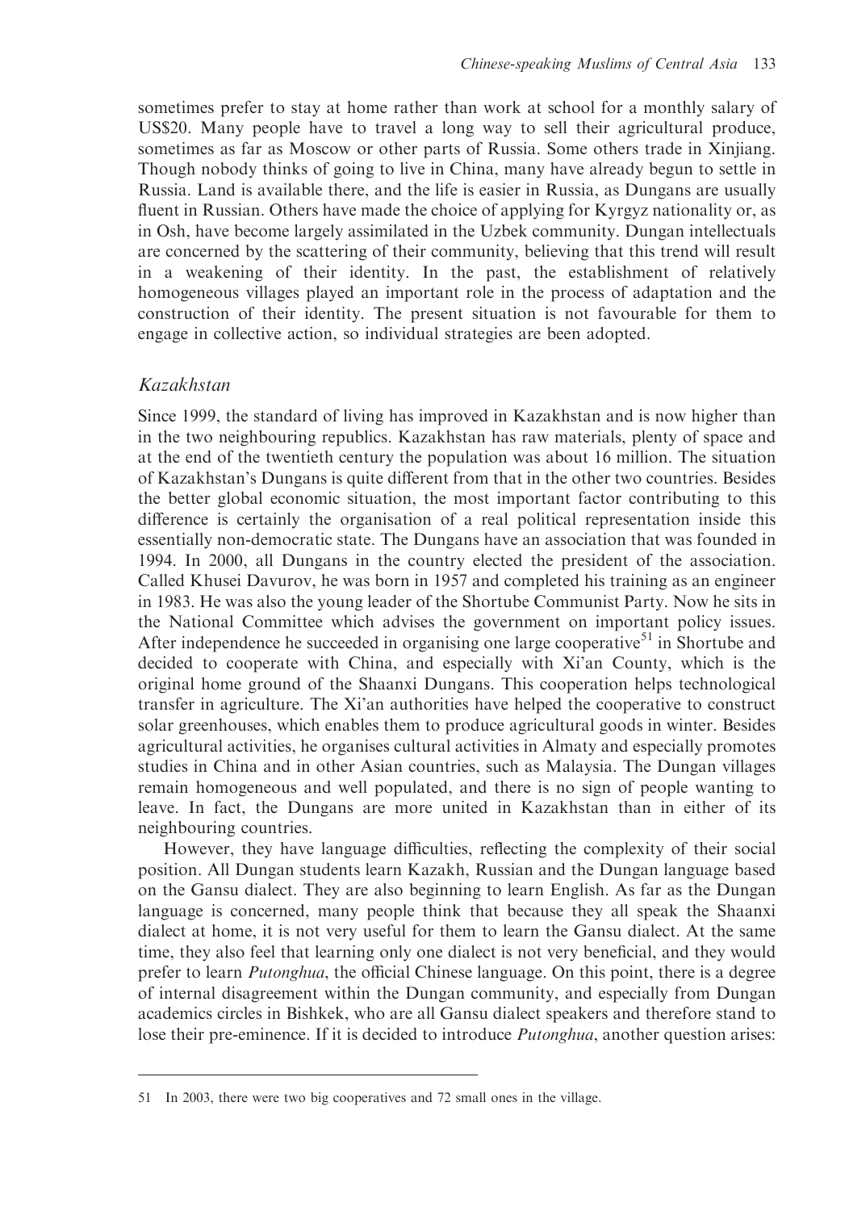sometimes prefer to stay at home rather than work at school for a monthly salary of US$20. Many people have to travel a long way to sell their agricultural produce, sometimes as far as Moscow or other parts of Russia. Some others trade in Xinjiang. Though nobody thinks of going to live in China, many have already begun to settle in Russia. Land is available there, and the life is easier in Russia, as Dungans are usually fluent in Russian. Others have made the choice of applying for Kyrgyz nationality or, as in Osh, have become largely assimilated in the Uzbek community. Dungan intellectuals are concerned by the scattering of their community, believing that this trend will result in a weakening of their identity. In the past, the establishment of relatively homogeneous villages played an important role in the process of adaptation and the construction of their identity. The present situation is not favourable for them to engage in collective action, so individual strategies are been adopted.

## *Kazakhstan*

Since 1999, the standard of living has improved in Kazakhstan and is now higher than in the two neighbouring republics. Kazakhstan has raw materials, plenty of space and at the end of the twentieth century the population was about 16 million. The situation of Kazakhstan's Dungans is quite different from that in the other two countries. Besides the better global economic situation, the most important factor contributing to this difference is certainly the organisation of a real political representation inside this essentially non-democratic state. The Dungans have an association that was founded in 1994. In 2000, all Dungans in the country elected the president of the association. Called Khusei Davurov, he was born in 1957 and completed his training as an engineer in 1983. He was also the young leader of the Shortube Communist Party. Now he sits in the National Committee which advises the government on important policy issues. After independence he succeeded in organising one large cooperative[51] in Shortube and decided to cooperate with China, and especially with Xi'an County, which is the original home ground of the Shaanxi Dungans. This cooperation helps technological transfer in agriculture. The Xi'an authorities have helped the cooperative to construct solar greenhouses, which enables them to produce agricultural goods in winter. Besides agricultural activities, he organises cultural activities in Almaty and especially promotes studies in China and in other Asian countries, such as Malaysia. The Dungan villages remain homogeneous and well populated, and there is no sign of people wanting to leave. In fact, the Dungans are more united in Kazakhstan than in either of its neighbouring countries.

However, they have language difficulties, reflecting the complexity of their social position. All Dungan students learn Kazakh, Russian and the Dungan language based on the Gansu dialect. They are also beginning to learn English. As far as the Dungan language is concerned, many people think that because they all speak the Shaanxi dialect at home, it is not very useful for them to learn the Gansu dialect. At the same time, they also feel that learning only one dialect is not very beneficial, and they would prefer to learn *Putonghua*, the official Chinese language. On this point, there is a degree of internal disagreement within the Dungan community, and especially from Dungan academics circles in Bishkek, who are all Gansu dialect speakers and therefore stand to lose their pre-eminence. If it is decided to introduce *Putonghua*, another question arises:

---

51 In 2003, there were two big cooperatives and 72 small ones in the village.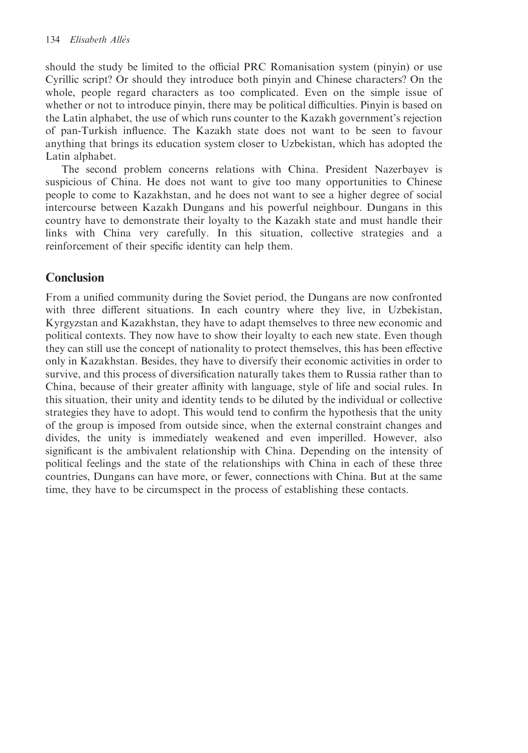should the study be limited to the official PRC Romanisation system (pinyin) or use Cyrillic script? Or should they introduce both pinyin and Chinese characters? On the whole, people regard characters as too complicated. Even on the simple issue of whether or not to introduce pinyin, there may be political difficulties. Pinyin is based on the Latin alphabet, the use of which runs counter to the Kazakh government's rejection of pan-Turkish influence. The Kazakh state does not want to be seen to favour anything that brings its education system closer to Uzbekistan, which has adopted the Latin alphabet.

The second problem concerns relations with China. President Nazerbayev is suspicious of China. He does not want to give too many opportunities to Chinese people to come to Kazakhstan, and he does not want to see a higher degree of social intercourse between Kazakh Dungans and his powerful neighbour. Dungans in this country have to demonstrate their loyalty to the Kazakh state and must handle their links with China very carefully. In this situation, collective strategies and a reinforcement of their specific identity can help them.

## Conclusion

From a unified community during the Soviet period, the Dungans are now confronted with three different situations. In each country where they live, in Uzbekistan, Kyrgyzstan and Kazakhstan, they have to adapt themselves to three new economic and political contexts. They now have to show their loyalty to each new state. Even though they can still use the concept of nationality to protect themselves, this has been effective only in Kazakhstan. Besides, they have to diversify their economic activities in order to survive, and this process of diversification naturally takes them to Russia rather than to China, because of their greater affinity with language, style of life and social rules. In this situation, their unity and identity tends to be diluted by the individual or collective strategies they have to adopt. This would tend to confirm the hypothesis that the unity of the group is imposed from outside since, when the external constraint changes and divides, the unity is immediately weakened and even imperilled. However, also significant is the ambivalent relationship with China. Depending on the intensity of political feelings and the state of the relationships with China in each of these three countries, Dungans can have more, or fewer, connections with China. But at the same time, they have to be circumspect in the process of establishing these contacts.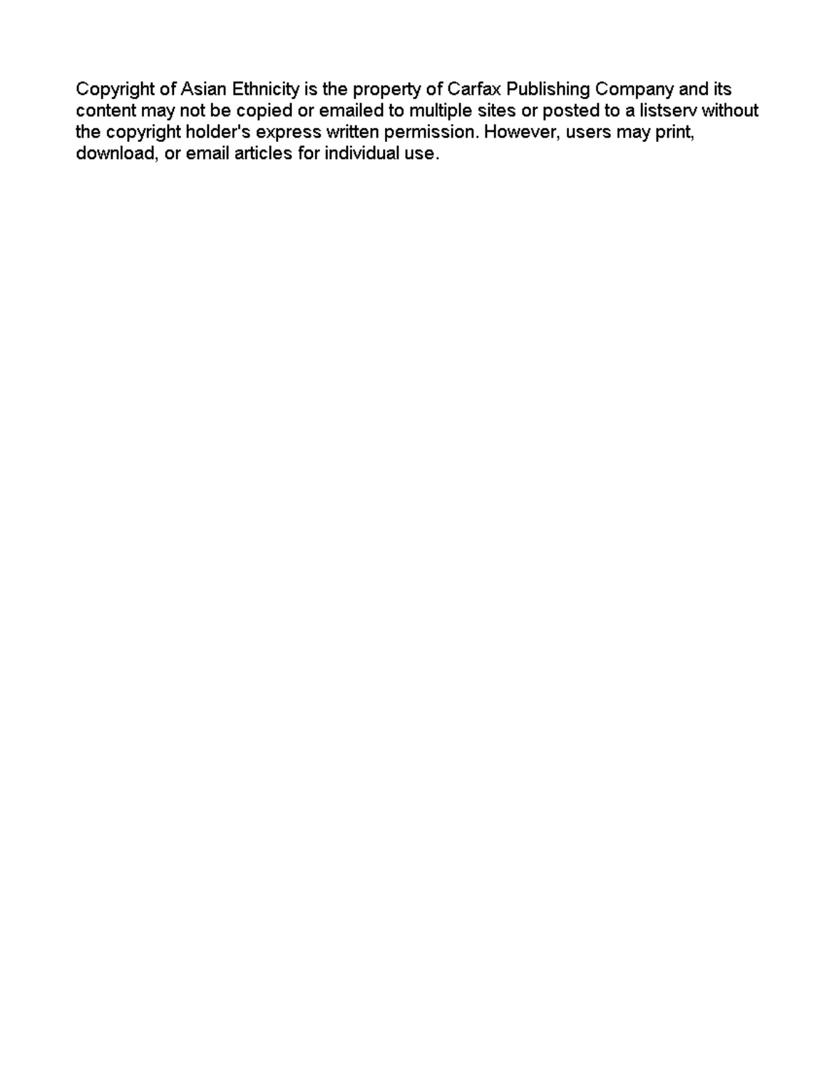Copyright of Asian Ethnicity is the property of Carfax Publishing Company and its content may not be copied or emailed to multiple sites or posted to a listserv without the copyright holder's express written permission. However, users may print, download, or email articles for individual use.